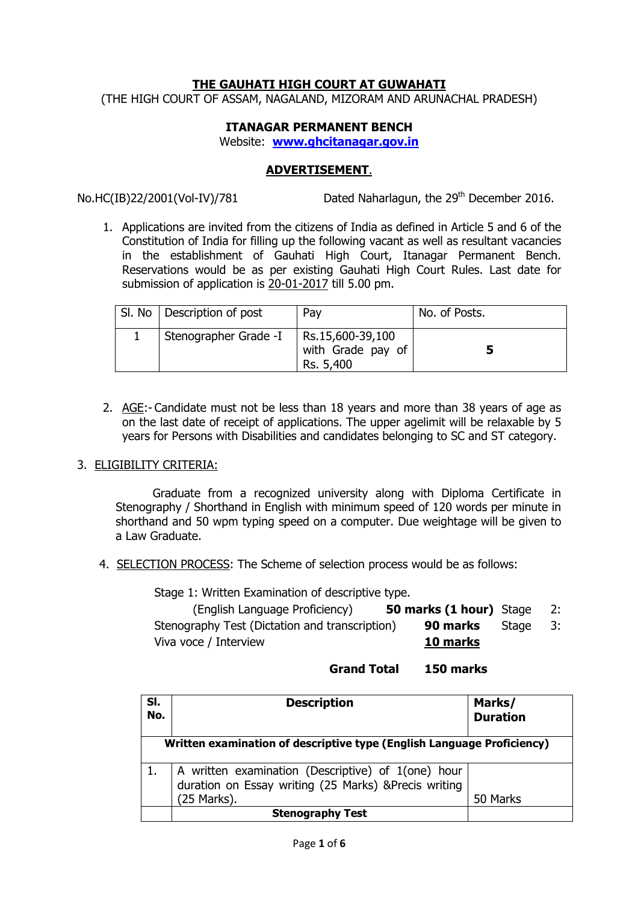# THE GAUHATI HIGH COURT AT GUWAHATI

(THE HIGH COURT OF ASSAM, NAGALAND, MIZORAM AND ARUNACHAL PRADESH)

## ITANAGAR PERMANENT BENCH

Website: **www.ghcitanagar.gov.in**

## ADVERTISEMENT.

No.HC(IB)22/2001(Vol-IV)/781 Dated Naharlagun, the 29th December 2016.

1. Applications are invited from the citizens of India as defined in Article 5 and 6 of the Constitution of India for filling up the following vacant as well as resultant vacancies in the establishment of Gauhati High Court, Itanagar Permanent Bench. Reservations would be as per existing Gauhati High Court Rules. Last date for submission of application is 20-01-2017 till 5.00 pm.

| Sl. No | Description of post | Pay | No. of Posts. |
|---|---|---|---|
| 1 | Stenographer Grade -I | Rs.15,600-39,100 with Grade pay of Rs. 5,400 | **5** |

2. AGE:- Candidate must not be less than 18 years and more than 38 years of age as on the last date of receipt of applications. The upper agelimit will be relaxable by 5 years for Persons with Disabilities and candidates belonging to SC and ST category.

3. ELIGIBILITY CRITERIA:

Graduate from a recognized university along with Diploma Certificate in Stenography / Shorthand in English with minimum speed of 120 words per minute in shorthand and 50 wpm typing speed on a computer. Due weightage will be given to a Law Graduate.

4. SELECTION PROCESS: The Scheme of selection process would be as follows:

Stage 1: Written Examination of descriptive type. (English Language Proficiency) **50 marks (1 hour)**

Stage 2: Stenography Test (Dictation and transcription) **90 marks**

Stage 3: Viva voce / Interview **10 marks**

**Grand Total 150 marks**

| Sl. No. | Description | Marks/ Duration |
|---|---|---|
| **Written examination of descriptive type (English Language Proficiency)** | | |
| 1. | A written examination (Descriptive) of 1(one) hour duration on Essay writing (25 Marks) &Precis writing (25 Marks). | 50 Marks |
| | **Stenography Test** | |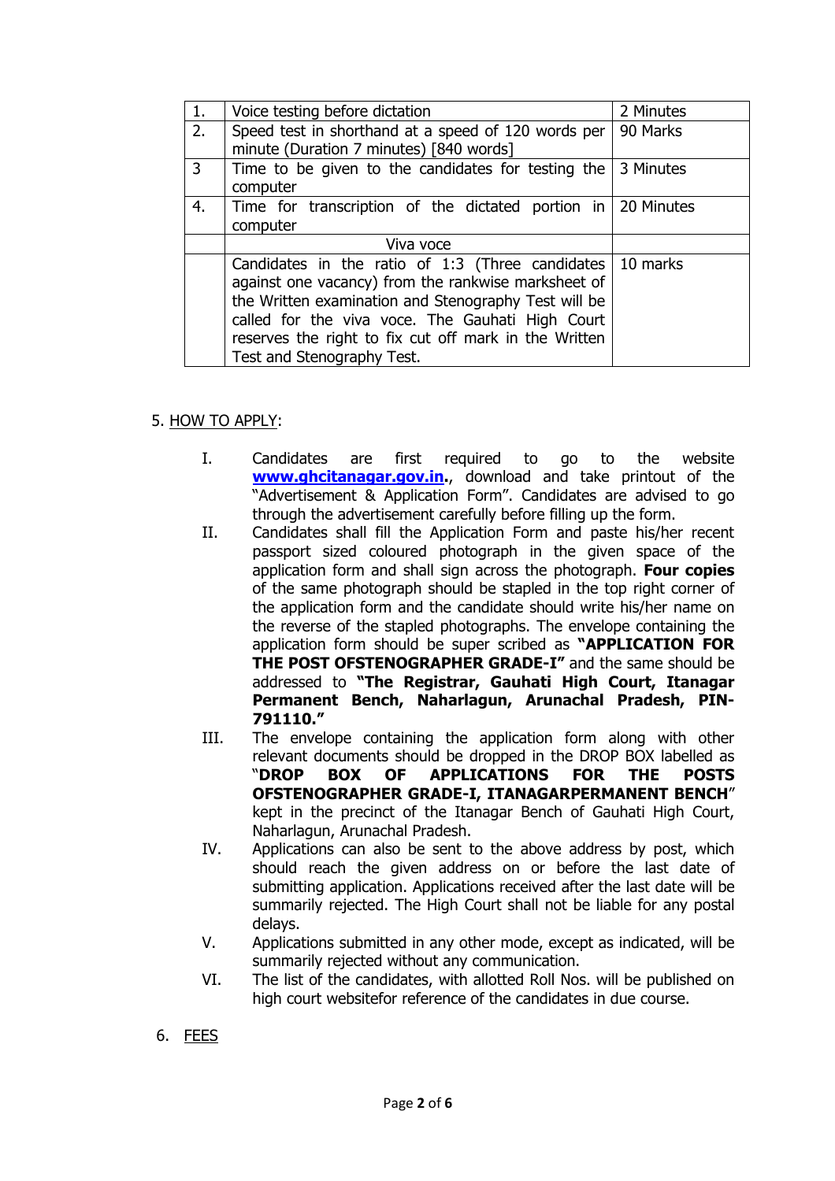| 1. | Voice testing before dictation | 2 Minutes |
|---|---|---|
| 2. | Speed test in shorthand at a speed of 120 words per minute (Duration 7 minutes) [840 words] | 90 Marks |
| 3 | Time to be given to the candidates for testing the computer | 3 Minutes |
| 4. | Time for transcription of the dictated portion in computer | 20 Minutes |
| | Viva voce | |
| | Candidates in the ratio of 1:3 (Three candidates against one vacancy) from the rankwise marksheet of the Written examination and Stenography Test will be called for the viva voce. The Gauhati High Court reserves the right to fix cut off mark in the Written Test and Stenography Test. | 10 marks |

5. HOW TO APPLY:

I. Candidates are first required to go to the website **www.ghcitanagar.gov.in.**, download and take printout of the "Advertisement & Application Form". Candidates are advised to go through the advertisement carefully before filling up the form.

II. Candidates shall fill the Application Form and paste his/her recent passport sized coloured photograph in the given space of the application form and shall sign across the photograph. **Four copies** of the same photograph should be stapled in the top right corner of the application form and the candidate should write his/her name on the reverse of the stapled photographs. The envelope containing the application form should be super scribed as **"APPLICATION FOR THE POST OFSTENOGRAPHER GRADE-I"** and the same should be addressed to **"The Registrar, Gauhati High Court, Itanagar Permanent Bench, Naharlagun, Arunachal Pradesh, PIN-791110."**

III. The envelope containing the application form along with other relevant documents should be dropped in the DROP BOX labelled as "**DROP BOX OF APPLICATIONS FOR THE POSTS OFSTENOGRAPHER GRADE-I, ITANAGARPERMANENT BENCH**" kept in the precinct of the Itanagar Bench of Gauhati High Court, Naharlagun, Arunachal Pradesh.

IV. Applications can also be sent to the above address by post, which should reach the given address on or before the last date of submitting application. Applications received after the last date will be summarily rejected. The High Court shall not be liable for any postal delays.

V. Applications submitted in any other mode, except as indicated, will be summarily rejected without any communication.

VI. The list of the candidates, with allotted Roll Nos. will be published on high court websitefor reference of the candidates in due course.

6. FEES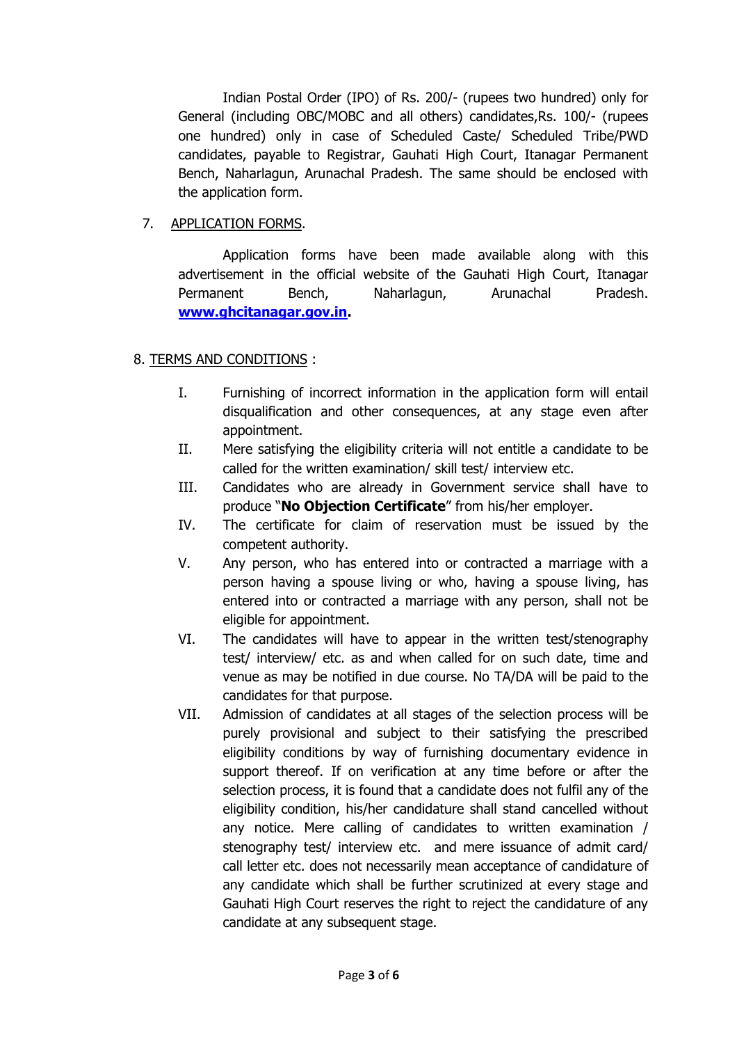Indian Postal Order (IPO) of Rs. 200/- (rupees two hundred) only for General (including OBC/MOBC and all others) candidates,Rs. 100/- (rupees one hundred) only in case of Scheduled Caste/ Scheduled Tribe/PWD candidates, payable to Registrar, Gauhati High Court, Itanagar Permanent Bench, Naharlagun, Arunachal Pradesh. The same should be enclosed with the application form.

7. APPLICATION FORMS.

Application forms have been made available along with this advertisement in the official website of the Gauhati High Court, Itanagar Permanent Bench, Naharlagun, Arunachal Pradesh. **www.ghcitanagar.gov.in.**

8. TERMS AND CONDITIONS :

I. Furnishing of incorrect information in the application form will entail disqualification and other consequences, at any stage even after appointment.

II. Mere satisfying the eligibility criteria will not entitle a candidate to be called for the written examination/ skill test/ interview etc.

III. Candidates who are already in Government service shall have to produce "**No Objection Certificate**" from his/her employer.

IV. The certificate for claim of reservation must be issued by the competent authority.

V. Any person, who has entered into or contracted a marriage with a person having a spouse living or who, having a spouse living, has entered into or contracted a marriage with any person, shall not be eligible for appointment.

VI. The candidates will have to appear in the written test/stenography test/ interview/ etc. as and when called for on such date, time and venue as may be notified in due course. No TA/DA will be paid to the candidates for that purpose.

VII. Admission of candidates at all stages of the selection process will be purely provisional and subject to their satisfying the prescribed eligibility conditions by way of furnishing documentary evidence in support thereof. If on verification at any time before or after the selection process, it is found that a candidate does not fulfil any of the eligibility condition, his/her candidature shall stand cancelled without any notice. Mere calling of candidates to written examination / stenography test/ interview etc. and mere issuance of admit card/ call letter etc. does not necessarily mean acceptance of candidature of any candidate which shall be further scrutinized at every stage and Gauhati High Court reserves the right to reject the candidature of any candidate at any subsequent stage.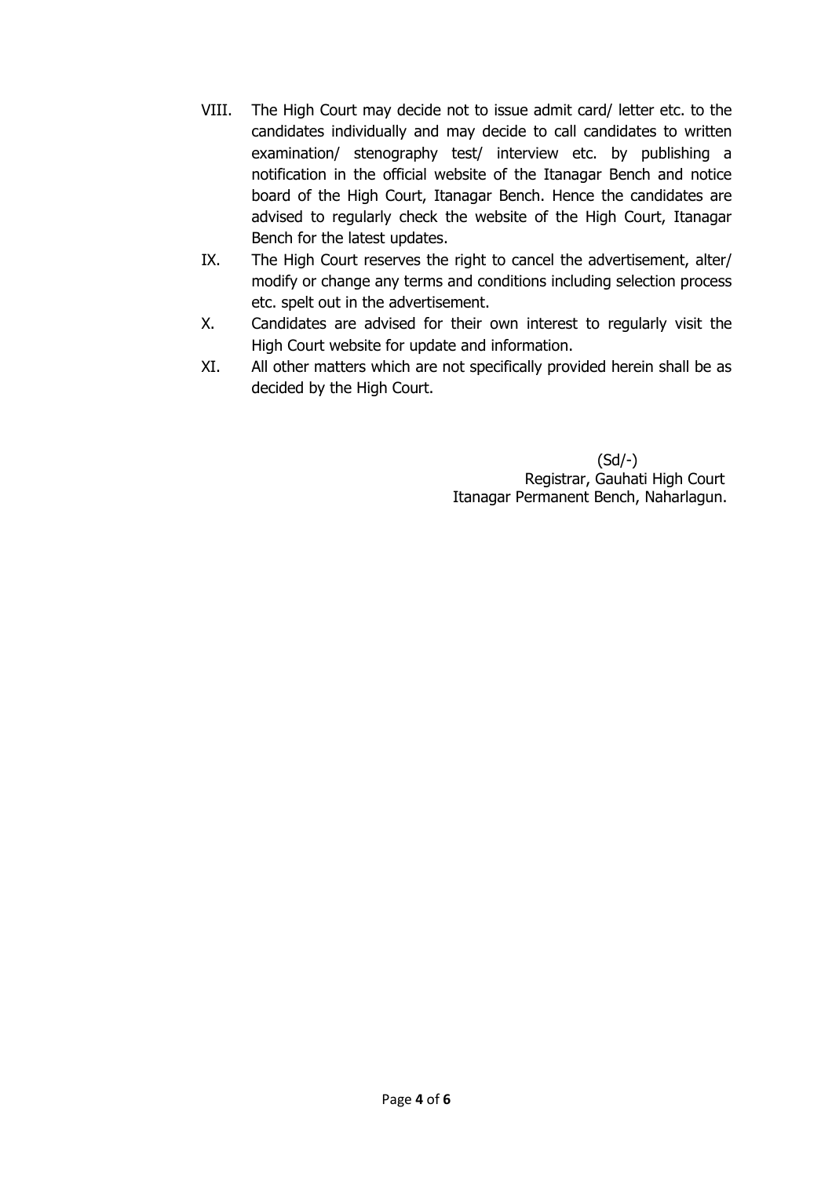VIII. The High Court may decide not to issue admit card/ letter etc. to the candidates individually and may decide to call candidates to written examination/ stenography test/ interview etc. by publishing a notification in the official website of the Itanagar Bench and notice board of the High Court, Itanagar Bench. Hence the candidates are advised to regularly check the website of the High Court, Itanagar Bench for the latest updates.

IX. The High Court reserves the right to cancel the advertisement, alter/ modify or change any terms and conditions including selection process etc. spelt out in the advertisement.

X. Candidates are advised for their own interest to regularly visit the High Court website for update and information.

XI. All other matters which are not specifically provided herein shall be as decided by the High Court.

(Sd/-)
Registrar, Gauhati High Court
Itanagar Permanent Bench, Naharlagun.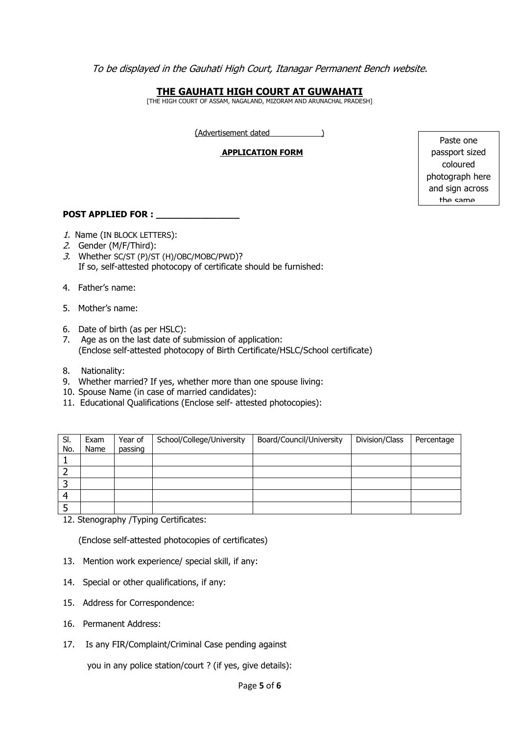*To be displayed in the Gauhati High Court, Itanagar Permanent Bench website.*

# THE GAUHATI HIGH COURT AT GUWAHATI

[THE HIGH COURT OF ASSAM, NAGALAND, MIZORAM AND ARUNACHAL PRADESH]

(Advertisement dated                    )

**APPLICATION FORM**

Paste one passport sized coloured photograph here and sign across the same

**POST APPLIED FOR : ________________**

1. Name (IN BLOCK LETTERS):
2. Gender (M/F/Third):
3. Whether SC/ST (P)/ST (H)/OBC/MOBC/PWD)?
   If so, self-attested photocopy of certificate should be furnished:
4. Father's name:
5. Mother's name:
6. Date of birth (as per HSLC):
7. Age as on the last date of submission of application:
   (Enclose self-attested photocopy of Birth Certificate/HSLC/School certificate)
8. Nationality:
9. Whether married? If yes, whether more than one spouse living:
10. Spouse Name (in case of married candidates):
11. Educational Qualifications (Enclose self- attested photocopies):

| Sl. No. | Exam Name | Year of passing | School/College/University | Board/Council/University | Division/Class | Percentage |
|---|---|---|---|---|---|---|
| 1 | | | | | | |
| 2 | | | | | | |
| 3 | | | | | | |
| 4 | | | | | | |
| 5 | | | | | | |

12. Stenography /Typing Certificates:

    (Enclose self-attested photocopies of certificates)

13. Mention work experience/ special skill, if any:
14. Special or other qualifications, if any:
15. Address for Correspondence:
16. Permanent Address:
17. Is any FIR/Complaint/Criminal Case pending against

    you in any police station/court ? (if yes, give details):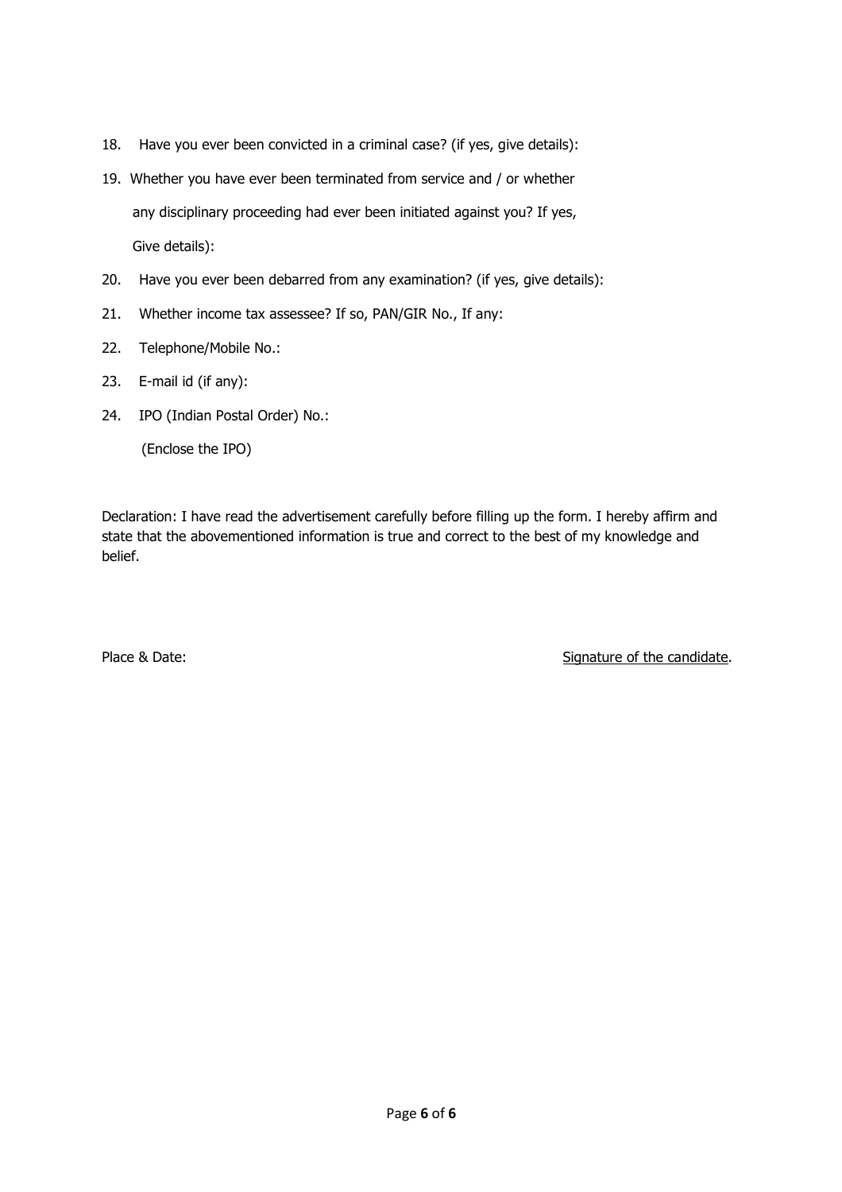18. Have you ever been convicted in a criminal case? (if yes, give details):

19. Whether you have ever been terminated from service and / or whether any disciplinary proceeding had ever been initiated against you? If yes, Give details):

20. Have you ever been debarred from any examination? (if yes, give details):

21. Whether income tax assessee? If so, PAN/GIR No., If any:

22. Telephone/Mobile No.:

23. E-mail id (if any):

24. IPO (Indian Postal Order) No.:

    (Enclose the IPO)

Declaration: I have read the advertisement carefully before filling up the form. I hereby affirm and state that the abovementioned information is true and correct to the best of my knowledge and belief.

Place & Date: Signature of the candidate.